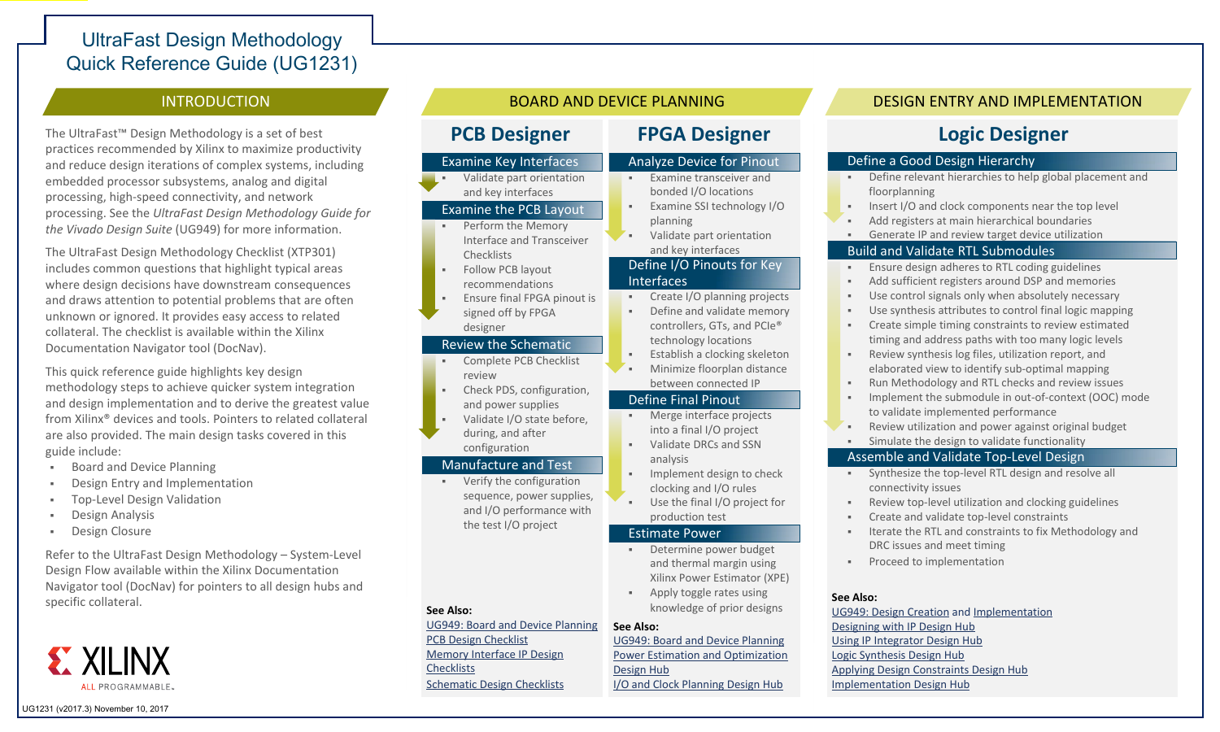# UltraFast Design Methodology Quick Reference Guide (UG1231)

## INTRODUCTION

The UltraFast™ Design Methodology is a set of best practices recommended by Xilinx to maximize productivity and reduce design iterations of complex systems, including embedded processor subsystems, analog and digital processing, high-speed connectivity, and network processing. See the *UltraFast Design Methodology Guide for the Vivado Design Suite* (UG949) for more information.

The UltraFast Design Methodology Checklist (XTP301) includes common questions that highlight typical areas where design decisions have downstream consequences and draws attention to potential problems that are often unknown or ignored. It provides easy access to related collateral. The checklist is available within the Xilinx Documentation Navigator tool (DocNav).

This quick reference guide highlights key design methodology steps to achieve quicker system integration and design implementation and to derive the greatest value from Xilinx® devices and tools. Pointers to related collateral are also provided. The main design tasks covered in this guide include:

- Board and Device Planning
- Design Entry and Implementation
- Top-Level Design Validation
- Design Analysis
- Design Closure

Refer to the UltraFast Design Methodology – System-Level Design Flow available within the Xilinx Documentation Navigator tool (DocNav) for pointers to all design hubs and specific collateral.

XILINX ALL PROGRAMMABLE.

UG1231 (v2017.3) November 10, 2017

## BOARD AND DEVICE PLANNING

### PCB Designer

#### Examine Key Interfaces

- Validate part orientation and key interfaces

#### Examine the PCB Layout

- Perform the Memory Interface and Transceiver Checklists
- Follow PCB layout recommendations
- Ensure final FPGA pinout is signed off by FPGA designer

#### Review the Schematic

- Complete PCB Checklist review
- Check PDS, configuration, and power supplies
- Validate I/O state before, during, and after configuration

#### Manufacture and Test

- Verify the configuration sequence, power supplies, and I/O performance with the test I/O project

**See Also:**

UG949: Board and Device Planning
PCB Design Checklist
Memory Interface IP Design Checklists
Schematic Design Checklists

### FPGA Designer

#### Analyze Device for Pinout

- Examine transceiver and bonded I/O locations
- Examine SSI technology I/O planning
- Validate part orientation and key interfaces

#### Define I/O Pinouts for Key Interfaces

- Create I/O planning projects
- Define and validate memory controllers, GTs, and PCIe® technology locations
- Establish a clocking skeleton
- Minimize floorplan distance between connected IP

#### Define Final Pinout

- Merge interface projects into a final I/O project
- Validate DRCs and SSN analysis
- Implement design to check clocking and I/O rules
- Use the final I/O project for production test

#### Estimate Power

- Determine power budget and thermal margin using Xilinx Power Estimator (XPE)
- Apply toggle rates using knowledge of prior designs

**See Also:**

UG949: Board and Device Planning
Power Estimation and Optimization Design Hub
I/O and Clock Planning Design Hub

## DESIGN ENTRY AND IMPLEMENTATION

### Logic Designer

#### Define a Good Design Hierarchy

- Define relevant hierarchies to help global placement and floorplanning
- Insert I/O and clock components near the top level
- Add registers at main hierarchical boundaries
- Generate IP and review target device utilization

#### Build and Validate RTL Submodules

- Ensure design adheres to RTL coding guidelines
- Add sufficient registers around DSP and memories
- Use control signals only when absolutely necessary
- Use synthesis attributes to control final logic mapping
- Create simple timing constraints to review estimated timing and address paths with too many logic levels
- Review synthesis log files, utilization report, and elaborated view to identify sub-optimal mapping
- Run Methodology and RTL checks and review issues
- Implement the submodule in out-of-context (OOC) mode to validate implemented performance
- Review utilization and power against original budget
- Simulate the design to validate functionality

#### Assemble and Validate Top-Level Design

- Synthesize the top-level RTL design and resolve all connectivity issues
- Review top-level utilization and clocking guidelines
- Create and validate top-level constraints
- Iterate the RTL and constraints to fix Methodology and DRC issues and meet timing
- Proceed to implementation

**See Also:**

UG949: Design Creation and Implementation
Designing with IP Design Hub
Using IP Integrator Design Hub
Logic Synthesis Design Hub
Applying Design Constraints Design Hub
Implementation Design Hub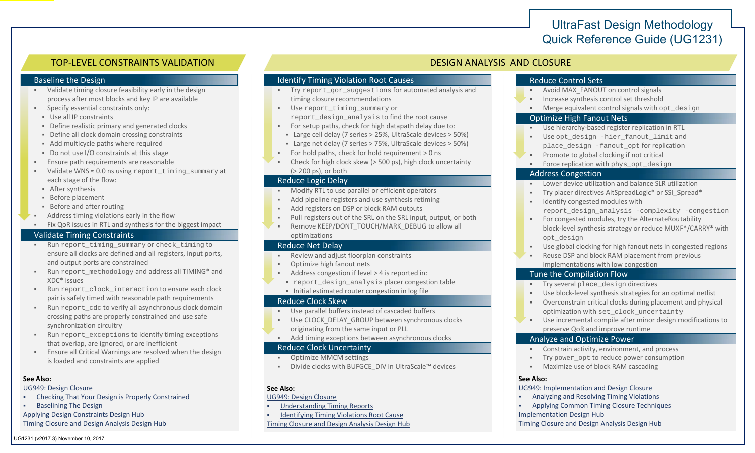# UltraFast Design Methodology Quick Reference Guide (UG1231)

## TOP-LEVEL CONSTRAINTS VALIDATION

### Baseline the Design

- Validate timing closure feasibility early in the design process after most blocks and key IP are available
- Specify essential constraints only:
  - Use all IP constraints
  - Define realistic primary and generated clocks
  - Define all clock domain crossing constraints
  - Add multicycle paths where required
  - Do not use I/O constraints at this stage
- Ensure path requirements are reasonable
- Validate WNS ≈ 0.0 ns using `report_timing_summary` at each stage of the flow:
  - After synthesis
  - Before placement
  - Before and after routing
- Address timing violations early in the flow
- Fix QoR issues in RTL and synthesis for the biggest impact

### Validate Timing Constraints

- Run `report_timing_summary` or `check_timing` to ensure all clocks are defined and all registers, input ports, and output ports are constrained
- Run `report_methodology` and address all TIMING* and XDC* issues
- Run `report_clock_interaction` to ensure each clock pair is safely timed with reasonable path requirements
- Run `report_cdc` to verify all asynchronous clock domain crossing paths are properly constrained and use safe synchronization circuitry
- Run `report_exceptions` to identify timing exceptions that overlap, are ignored, or are inefficient
- Ensure all Critical Warnings are resolved when the design is loaded and constraints are applied

**See Also:**

UG949: Design Closure

- Checking That Your Design is Properly Constrained
- Baselining The Design

Applying Design Constraints Design Hub

Timing Closure and Design Analysis Design Hub

## DESIGN ANALYSIS AND CLOSURE

### Identify Timing Violation Root Causes

- Try `report_qor_suggestions` for automated analysis and timing closure recommendations
- Use `report_timing_summary` or `report_design_analysis` to find the root cause
- For setup paths, check for high datapath delay due to:
  - Large cell delay (7 series > 25%, UltraScale devices > 50%)
  - Large net delay (7 series > 75%, UltraScale devices > 50%)
- For hold paths, check for hold requirement > 0 ns
- Check for high clock skew (> 500 ps), high clock uncertainty (> 200 ps), or both

### Reduce Logic Delay

- Modify RTL to use parallel or efficient operators
- Add pipeline registers and use synthesis retiming
- Add registers on DSP or block RAM outputs
- Pull registers out of the SRL on the SRL input, output, or both
- Remove KEEP/DONT_TOUCH/MARK_DEBUG to allow all optimizations

### Reduce Net Delay

- Review and adjust floorplan constraints
- Optimize high fanout nets
- Address congestion if level > 4 is reported in:
  - `report_design_analysis` placer congestion table
  - Initial estimated router congestion in log file

### Reduce Clock Skew

- Use parallel buffers instead of cascaded buffers
- Use CLOCK_DELAY_GROUP between synchronous clocks originating from the same input or PLL
- Add timing exceptions between asynchronous clocks

### Reduce Clock Uncertainty

- Optimize MMCM settings
- Divide clocks with BUFGCE_DIV in UltraScale™ devices

**See Also:**

UG949: Design Closure

- Understanding Timing Reports
- Identifying Timing Violations Root Cause

Timing Closure and Design Analysis Design Hub

### Reduce Control Sets

- Avoid MAX_FANOUT on control signals
- Increase synthesis control set threshold
- Merge equivalent control signals with `opt_design`

### Optimize High Fanout Nets

- Use hierarchy-based register replication in RTL
- Use `opt_design -hier_fanout_limit` and `place_design -fanout_opt` for replication
- Promote to global clocking if not critical
- Force replication with `phys_opt_design`

### Address Congestion

- Lower device utilization and balance SLR utilization
- Try placer directives AltSpreadLogic* or SSI_Spread*
- Identify congested modules with `report_design_analysis -complexity -congestion`
- For congested modules, try the AlternateRoutability block-level synthesis strategy or reduce MUXF*/CARRY* with `opt_design`
- Use global clocking for high fanout nets in congested regions
- Reuse DSP and block RAM placement from previous implementations with low congestion

### Tune the Compilation Flow

- Try several `place_design` directives
- Use block-level synthesis strategies for an optimal netlist
- Overconstrain critical clocks during placement and physical optimization with `set_clock_uncertainty`
- Use incremental compile after minor design modifications to preserve QoR and improve runtime

### Analyze and Optimize Power

- Constrain activity, environment, and process
- Try `power_opt` to reduce power consumption
- Maximize use of block RAM cascading

**See Also:**

UG949: Implementation and Design Closure

- Analyzing and Resolving Timing Violations
- Applying Common Timing Closure Techniques

Implementation Design Hub

Timing Closure and Design Analysis Design Hub

UG1231 (v2017.3) November 10, 2017